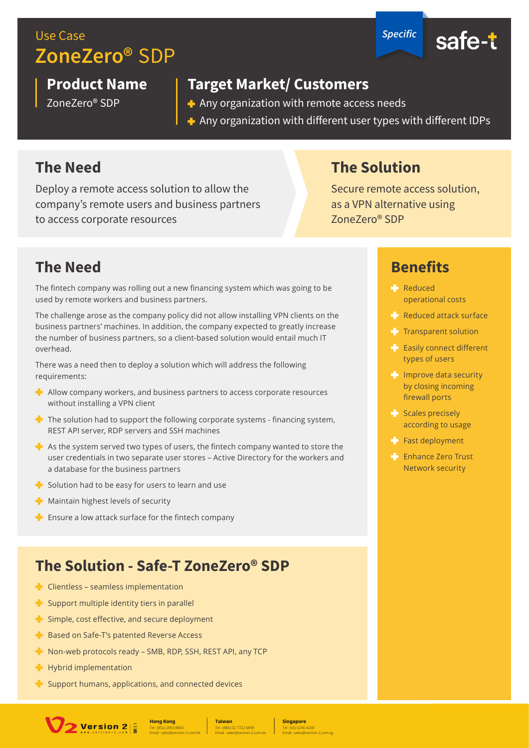Use Case

# ZoneZero® SDP

*Specific*

safe-t

## Product Name

ZoneZero® SDP

## Target Market/ Customers

- Any organization with remote access needs
- Any organization with different user types with different IDPs

## The Need

Deploy a remote access solution to allow the company's remote users and business partners to access corporate resources

## The Solution

Secure remote access solution, as a VPN alternative using ZoneZero® SDP

## The Need

The fintech company was rolling out a new financing system which was going to be used by remote workers and business partners.

The challenge arose as the company policy did not allow installing VPN clients on the business partners' machines. In addition, the company expected to greatly increase the number of business partners, so a client-based solution would entail much IT overhead.

There was a need then to deploy a solution which will address the following requirements:

- Allow company workers, and business partners to access corporate resources without installing a VPN client
- The solution had to support the following corporate systems - financing system, REST API server, RDP servers and SSH machines
- As the system served two types of users, the fintech company wanted to store the user credentials in two separate user stores – Active Directory for the workers and a database for the business partners
- Solution had to be easy for users to learn and use
- Maintain highest levels of security
- Ensure a low attack surface for the fintech company

## Benefits

- Reduced operational costs
- Reduced attack surface
- Transparent solution
- Easily connect different types of users
- Improve data security by closing incoming firewall ports
- Scales precisely according to usage
- Fast deployment
- Enhance Zero Trust Network security

## The Solution - Safe-T ZoneZero® SDP

- Clientless – seamless implementation
- Support multiple identity tiers in parallel
- Simple, cost effective, and secure deployment
- Based on Safe-T's patented Reverse Access
- Non-web protocols ready – SMB, RDP, SSH, REST API, any TCP
- Hybrid implementation
- Support humans, applications, and connected devices

Version 2

**Hong Kong**
Tel : (852) 2893 8860
Email : sales@version-2.com.hk

**Taiwan**
Tel : (886) 02 7722 6899
Email : sales@version-2.com.tw

**Singapore**
Tel : (65) 6296 4268
Email : sales@version-2.com.sg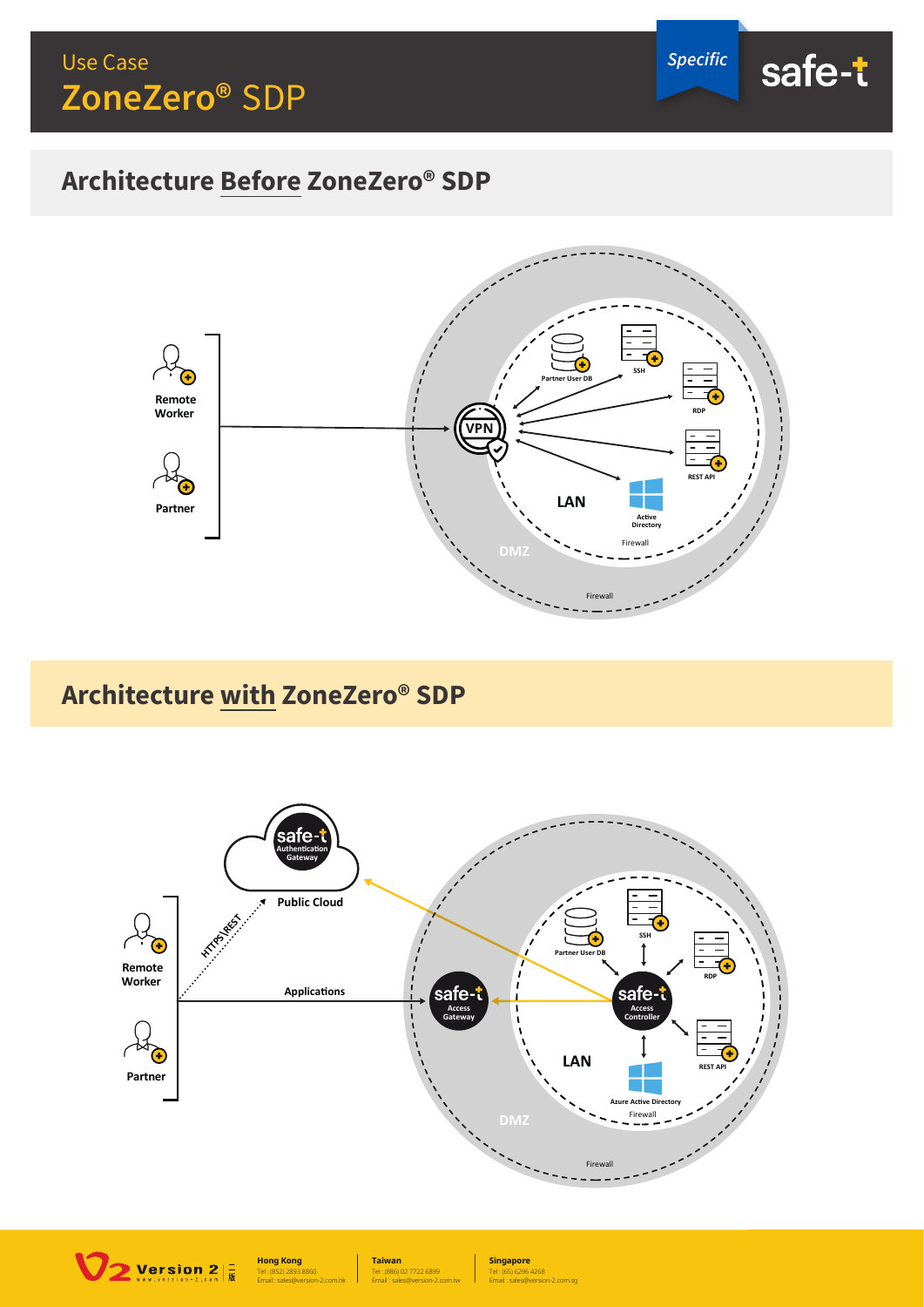Use Case

# ZoneZero® SDP

*Specific*

safe-t

## Architecture Before ZoneZero® SDP

Remote Worker

Partner

VPN

Partner User DB

SSH

RDP

REST API

LAN

Active Directory

Firewall

DMZ

Firewall

## Architecture with ZoneZero® SDP

safe-t Authentication Gateway

Public Cloud

HTTPS\REST

Remote Worker

Applications

Partner

safe-t Access Gateway

safe-t Access Controller

Partner User DB

SSH

RDP

REST API

LAN

Azure Active Directory

Firewall

DMZ

Firewall

Version 2 www.version-2.com

**Hong Kong**
Tel : (852) 2893 8860
Email : sales@version-2.com.hk

**Taiwan**
Tel : (886) 02 7722 6899
Email : sales@version-2.com.tw

**Singapore**
Tel : (65) 6296 4268
Email : sales@version-2.com.sg